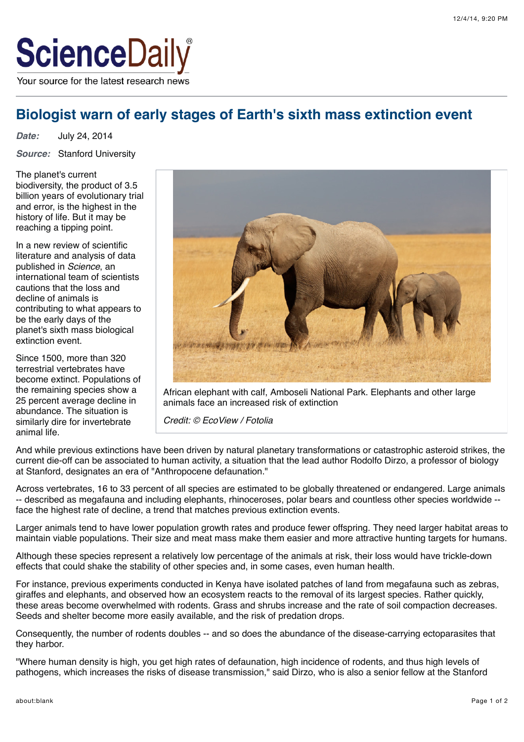ScienceDaily

Your source for the latest research news

# Biologist warn of early stages of Earth's sixth mass extinction event

***Date:*** July 24, 2014

***Source:*** Stanford University

The planet's current biodiversity, the product of 3.5 billion years of evolutionary trial and error, is the highest in the history of life. But it may be reaching a tipping point.

In a new review of scientific literature and analysis of data published in *Science*, an international team of scientists cautions that the loss and decline of animals is contributing to what appears to be the early days of the planet's sixth mass biological extinction event.

Since 1500, more than 320 terrestrial vertebrates have become extinct. Populations of the remaining species show a 25 percent average decline in abundance. The situation is similarly dire for invertebrate animal life.

African elephant with calf, Amboseli National Park. Elephants and other large animals face an increased risk of extinction

*Credit: © EcoView / Fotolia*

And while previous extinctions have been driven by natural planetary transformations or catastrophic asteroid strikes, the current die-off can be associated to human activity, a situation that the lead author Rodolfo Dirzo, a professor of biology at Stanford, designates an era of "Anthropocene defaunation."

Across vertebrates, 16 to 33 percent of all species are estimated to be globally threatened or endangered. Large animals -- described as megafauna and including elephants, rhinoceroses, polar bears and countless other species worldwide -- face the highest rate of decline, a trend that matches previous extinction events.

Larger animals tend to have lower population growth rates and produce fewer offspring. They need larger habitat areas to maintain viable populations. Their size and meat mass make them easier and more attractive hunting targets for humans.

Although these species represent a relatively low percentage of the animals at risk, their loss would have trickle-down effects that could shake the stability of other species and, in some cases, even human health.

For instance, previous experiments conducted in Kenya have isolated patches of land from megafauna such as zebras, giraffes and elephants, and observed how an ecosystem reacts to the removal of its largest species. Rather quickly, these areas become overwhelmed with rodents. Grass and shrubs increase and the rate of soil compaction decreases. Seeds and shelter become more easily available, and the risk of predation drops.

Consequently, the number of rodents doubles -- and so does the abundance of the disease-carrying ectoparasites that they harbor.

"Where human density is high, you get high rates of defaunation, high incidence of rodents, and thus high levels of pathogens, which increases the risks of disease transmission," said Dirzo, who is also a senior fellow at the Stanford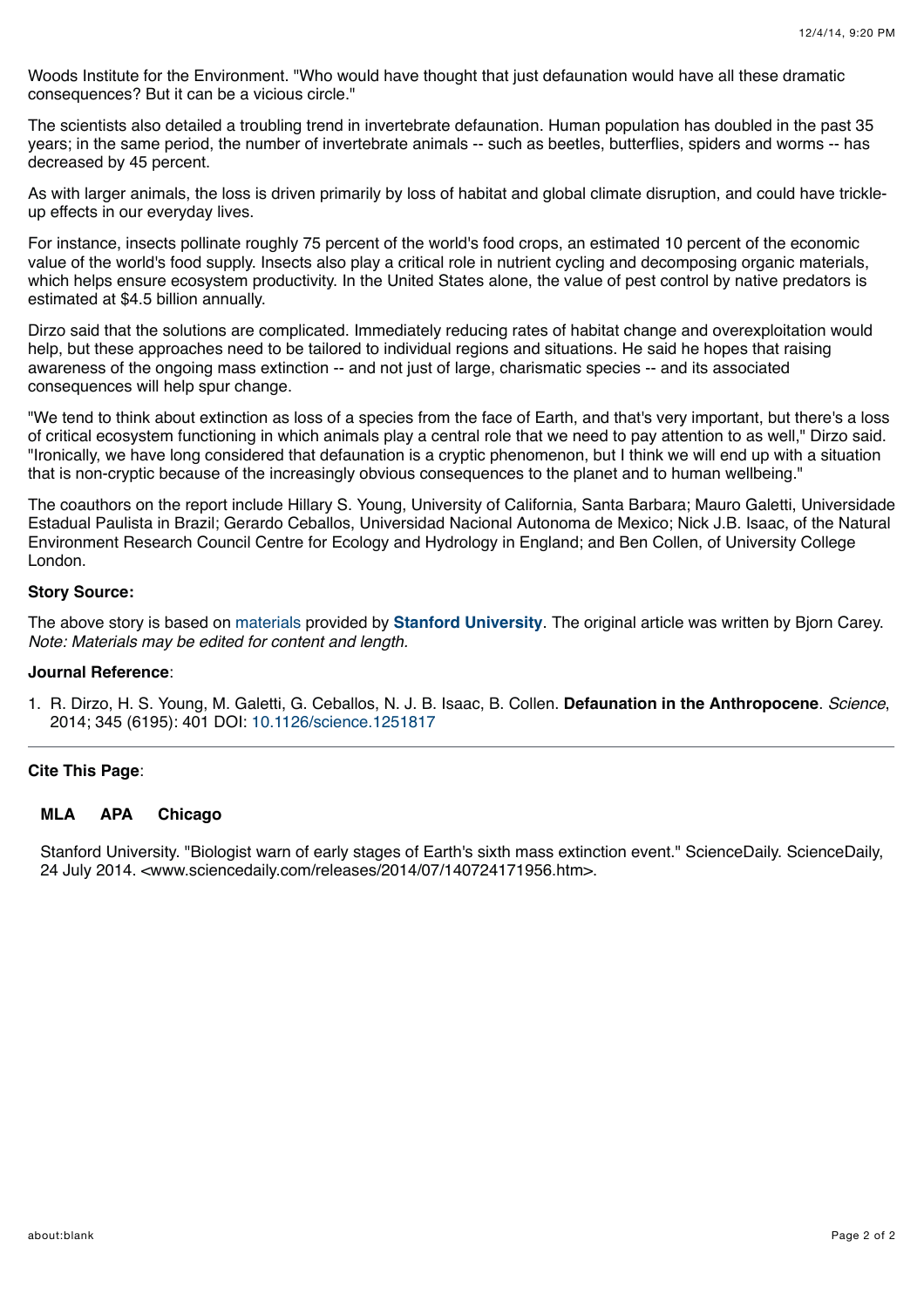Woods Institute for the Environment. "Who would have thought that just defaunation would have all these dramatic consequences? But it can be a vicious circle."

The scientists also detailed a troubling trend in invertebrate defaunation. Human population has doubled in the past 35 years; in the same period, the number of invertebrate animals -- such as beetles, butterflies, spiders and worms -- has decreased by 45 percent.

As with larger animals, the loss is driven primarily by loss of habitat and global climate disruption, and could have trickle-up effects in our everyday lives.

For instance, insects pollinate roughly 75 percent of the world's food crops, an estimated 10 percent of the economic value of the world's food supply. Insects also play a critical role in nutrient cycling and decomposing organic materials, which helps ensure ecosystem productivity. In the United States alone, the value of pest control by native predators is estimated at $4.5 billion annually.

Dirzo said that the solutions are complicated. Immediately reducing rates of habitat change and overexploitation would help, but these approaches need to be tailored to individual regions and situations. He said he hopes that raising awareness of the ongoing mass extinction -- and not just of large, charismatic species -- and its associated consequences will help spur change.

"We tend to think about extinction as loss of a species from the face of Earth, and that's very important, but there's a loss of critical ecosystem functioning in which animals play a central role that we need to pay attention to as well," Dirzo said. "Ironically, we have long considered that defaunation is a cryptic phenomenon, but I think we will end up with a situation that is non-cryptic because of the increasingly obvious consequences to the planet and to human wellbeing."

The coauthors on the report include Hillary S. Young, University of California, Santa Barbara; Mauro Galetti, Universidade Estadual Paulista in Brazil; Gerardo Ceballos, Universidad Nacional Autonoma de Mexico; Nick J.B. Isaac, of the Natural Environment Research Council Centre for Ecology and Hydrology in England; and Ben Collen, of University College London.

**Story Source:**

The above story is based on materials provided by **Stanford University**. The original article was written by Bjorn Carey. *Note: Materials may be edited for content and length.*

**Journal Reference**:

1. R. Dirzo, H. S. Young, M. Galetti, G. Ceballos, N. J. B. Isaac, B. Collen. **Defaunation in the Anthropocene**. *Science*, 2014; 345 (6195): 401 DOI: 10.1126/science.1251817

---

**Cite This Page**:

**MLA** **APA** **Chicago**

Stanford University. "Biologist warn of early stages of Earth's sixth mass extinction event." ScienceDaily. ScienceDaily, 24 July 2014. <www.sciencedaily.com/releases/2014/07/140724171956.htm>.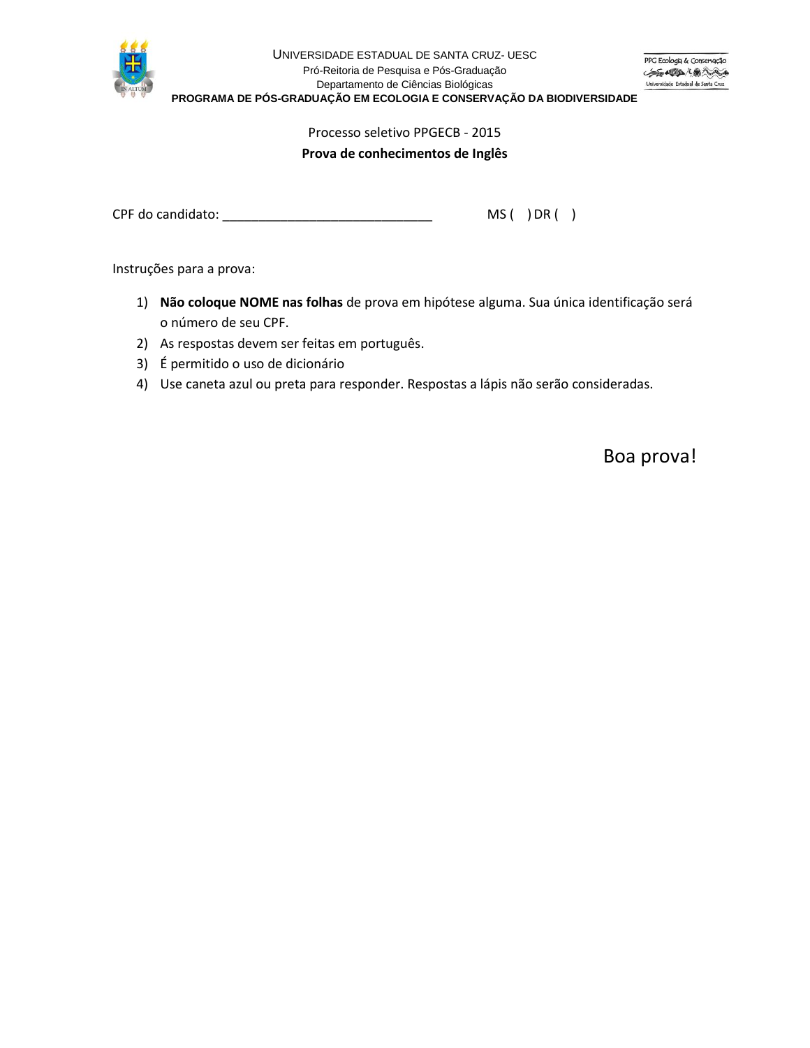UNIVERSIDADE ESTADUAL DE SANTA CRUZ- UESC

Pró-Reitoria de Pesquisa e Pós-Graduação

Departamento de Ciências Biológicas

**PROGRAMA DE PÓS-GRADUAÇÃO EM ECOLOGIA E CONSERVAÇÃO DA BIODIVERSIDADE**

Processo seletivo PPGECB - 2015

**Prova de conhecimentos de Inglês**

CPF do candidato: ______________________________ MS ( ) DR ( )

Instruções para a prova:

1) **Não coloque NOME nas folhas** de prova em hipótese alguma. Sua única identificação será o número de seu CPF.
2) As respostas devem ser feitas em português.
3) É permitido o uso de dicionário
4) Use caneta azul ou preta para responder. Respostas a lápis não serão consideradas.

Boa prova!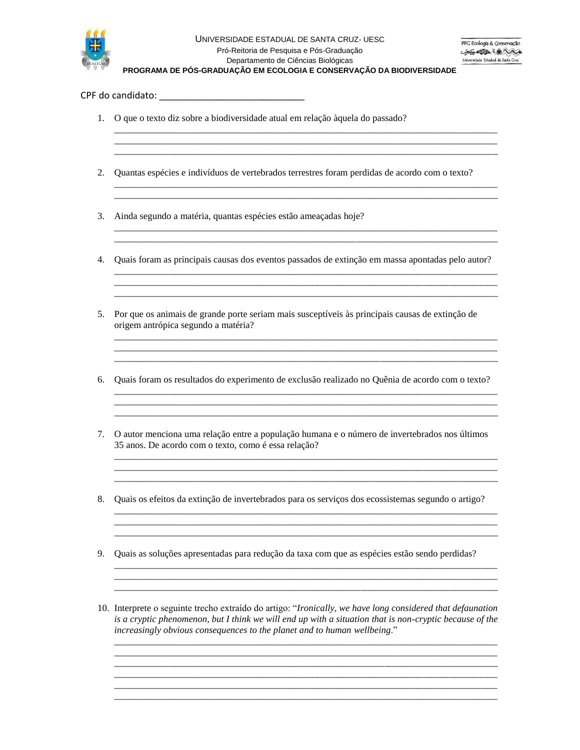UNIVERSIDADE ESTADUAL DE SANTA CRUZ- UESC
Pró-Reitoria de Pesquisa e Pós-Graduação
Departamento de Ciências Biológicas
**PROGRAMA DE PÓS-GRADUAÇÃO EM ECOLOGIA E CONSERVAÇÃO DA BIODIVERSIDADE**

CPF do candidato: ____________________________

1. O que o texto diz sobre a biodiversidade atual em relação àquela do passado?
2. Quantas espécies e indivíduos de vertebrados terrestres foram perdidas de acordo com o texto?
3. Ainda segundo a matéria, quantas espécies estão ameaçadas hoje?
4. Quais foram as principais causas dos eventos passados de extinção em massa apontadas pelo autor?
5. Por que os animais de grande porte seriam mais susceptíveis às principais causas de extinção de origem antrópica segundo a matéria?
6. Quais foram os resultados do experimento de exclusão realizado no Quênia de acordo com o texto?
7. O autor menciona uma relação entre a população humana e o número de invertebrados nos últimos 35 anos. De acordo com o texto, como é essa relação?
8. Quais os efeitos da extinção de invertebrados para os serviços dos ecossistemas segundo o artigo?
9. Quais as soluções apresentadas para redução da taxa com que as espécies estão sendo perdidas?
10. Interprete o seguinte trecho extraído do artigo: "*Ironically, we have long considered that defaunation is a cryptic phenomenon, but I think we will end up with a situation that is non-cryptic because of the increasingly obvious consequences to the planet and to human wellbeing*."